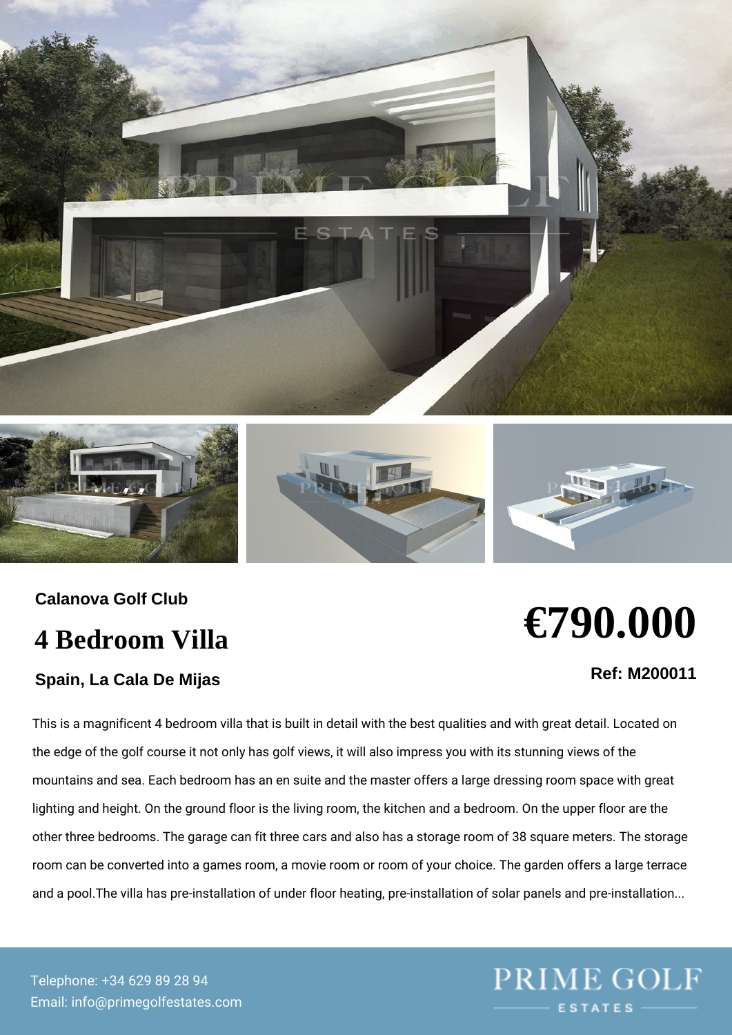Calanova Golf Club

# 4 Bedroom Villa

**Spain, La Cala De Mijas**

# €790.000

**Ref: M200011**

This is a magnificent 4 bedroom villa that is built in detail with the best qualities and with great detail. Located on the edge of the golf course it not only has golf views, it will also impress you with its stunning views of the mountains and sea. Each bedroom has an en suite and the master offers a large dressing room space with great lighting and height. On the ground floor is the living room, the kitchen and a bedroom. On the upper floor are the other three bedrooms. The garage can fit three cars and also has a storage room of 38 square meters. The storage room can be converted into a games room, a movie room or room of your choice. The garden offers a large terrace and a pool.The villa has pre-installation of under floor heating, pre-installation of solar panels and pre-installation...

Telephone: +34 629 89 28 94
Email: info@primegolfestates.com

PRIME GOLF ESTATES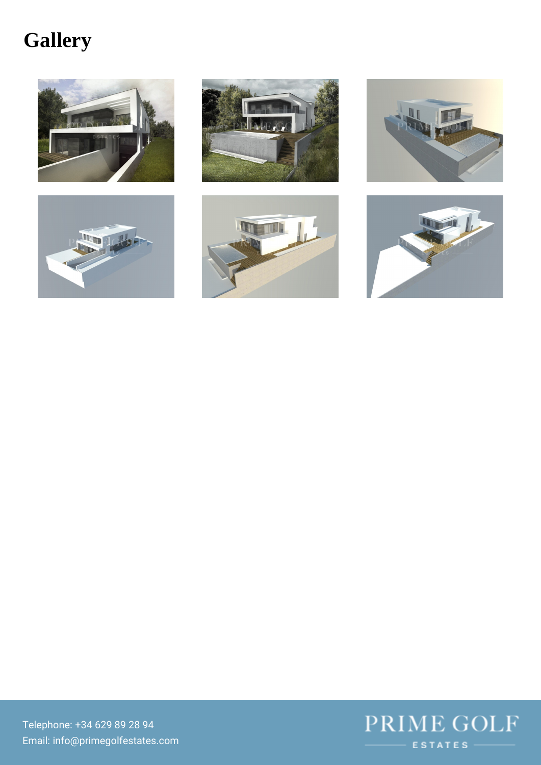# Gallery

Telephone: +34 629 89 28 94

Email: info@primegolfestates.com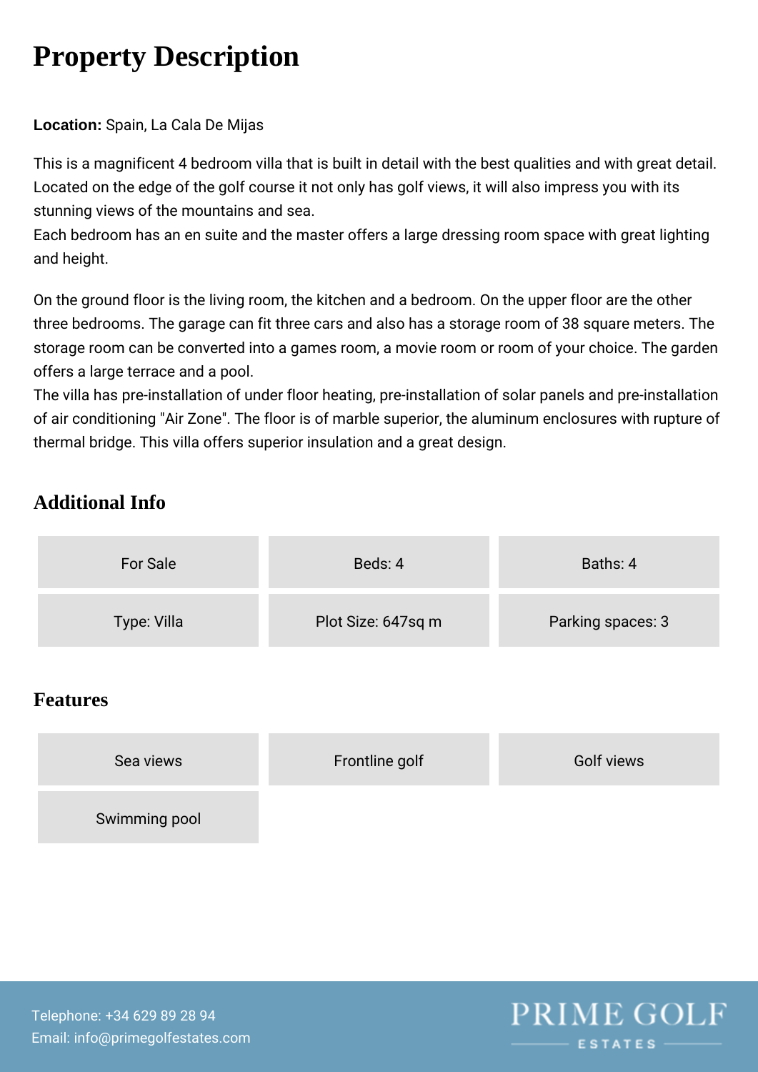# Property Description

**Location:** Spain, La Cala De Mijas

This is a magnificent 4 bedroom villa that is built in detail with the best qualities and with great detail. Located on the edge of the golf course it not only has golf views, it will also impress you with its stunning views of the mountains and sea.
Each bedroom has an en suite and the master offers a large dressing room space with great lighting and height.

On the ground floor is the living room, the kitchen and a bedroom. On the upper floor are the other three bedrooms. The garage can fit three cars and also has a storage room of 38 square meters. The storage room can be converted into a games room, a movie room or room of your choice. The garden offers a large terrace and a pool.
The villa has pre-installation of under floor heating, pre-installation of solar panels and pre-installation of air conditioning "Air Zone". The floor is of marble superior, the aluminum enclosures with rupture of thermal bridge. This villa offers superior insulation and a great design.

## Additional Info

| | | |
|---|---|---|
| For Sale | Beds: 4 | Baths: 4 |
| Type: Villa | Plot Size: 647sq m | Parking spaces: 3 |

## Features

| | | |
|---|---|---|
| Sea views | Frontline golf | Golf views |
| Swimming pool | | |

Telephone: +34 629 89 28 94
Email: info@primegolfestates.com

PRIME GOLF ESTATES